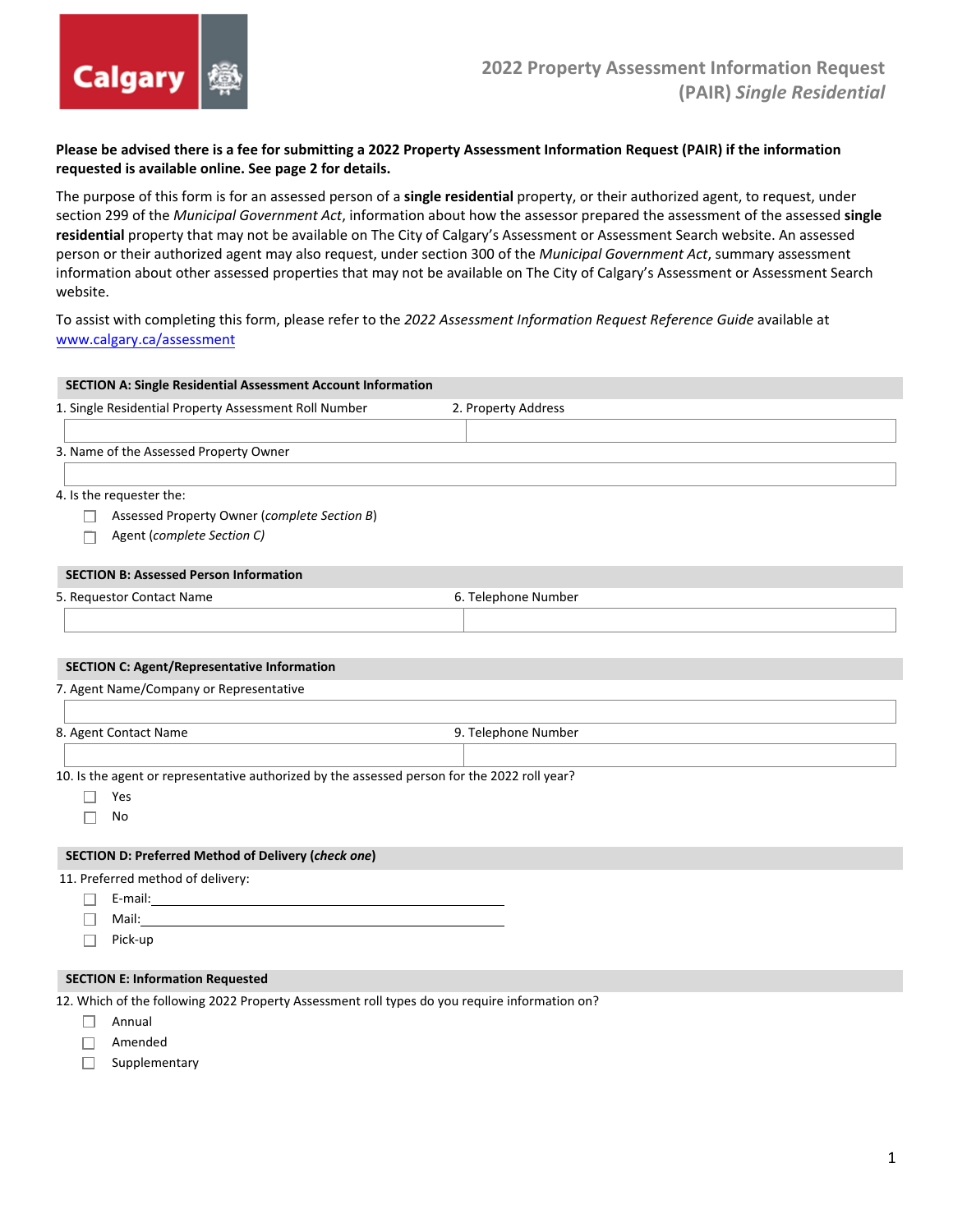# 2022 Property Assessment Information Request (PAIR) *Single Residential*

**Please be advised there is a fee for submitting a 2022 Property Assessment Information Request (PAIR) if the information requested is available online. See page 2 for details.**

The purpose of this form is for an assessed person of a **single residential** property, or their authorized agent, to request, under section 299 of the *Municipal Government Act*, information about how the assessor prepared the assessment of the assessed **single residential** property that may not be available on The City of Calgary's Assessment or Assessment Search website. An assessed person or their authorized agent may also request, under section 300 of the *Municipal Government Act*, summary assessment information about other assessed properties that may not be available on The City of Calgary's Assessment or Assessment Search website.

To assist with completing this form, please refer to the *2022 Assessment Information Request Reference Guide* available at www.calgary.ca/assessment

## SECTION A: Single Residential Assessment Account Information

| 1. Single Residential Property Assessment Roll Number | 2. Property Address |
|---|---|
| | |

3. Name of the Assessed Property Owner

| |
|---|
| |

4. Is the requester the:

- ☐ Assessed Property Owner (*complete Section B*)
- ☐ Agent (*complete Section C)*

## SECTION B: Assessed Person Information

| 5. Requestor Contact Name | 6. Telephone Number |
|---|---|
| | |

## SECTION C: Agent/Representative Information

7. Agent Name/Company or Representative

| |
|---|
| |

| 8. Agent Contact Name | 9. Telephone Number |
|---|---|
| | |

10. Is the agent or representative authorized by the assessed person for the 2022 roll year?

- ☐ Yes
- ☐ No

## SECTION D: Preferred Method of Delivery (*check one*)

11. Preferred method of delivery:

- ☐ E-mail:\_\_\_\_\_\_\_\_\_\_\_\_\_\_\_\_\_\_\_\_\_\_\_\_\_\_\_\_\_\_\_\_\_\_\_\_\_\_\_\_
- ☐ Mail:\_\_\_\_\_\_\_\_\_\_\_\_\_\_\_\_\_\_\_\_\_\_\_\_\_\_\_\_\_\_\_\_\_\_\_\_\_\_\_\_\_
- ☐ Pick-up

## SECTION E: Information Requested

12. Which of the following 2022 Property Assessment roll types do you require information on?

- ☐ Annual
- ☐ Amended
- ☐ Supplementary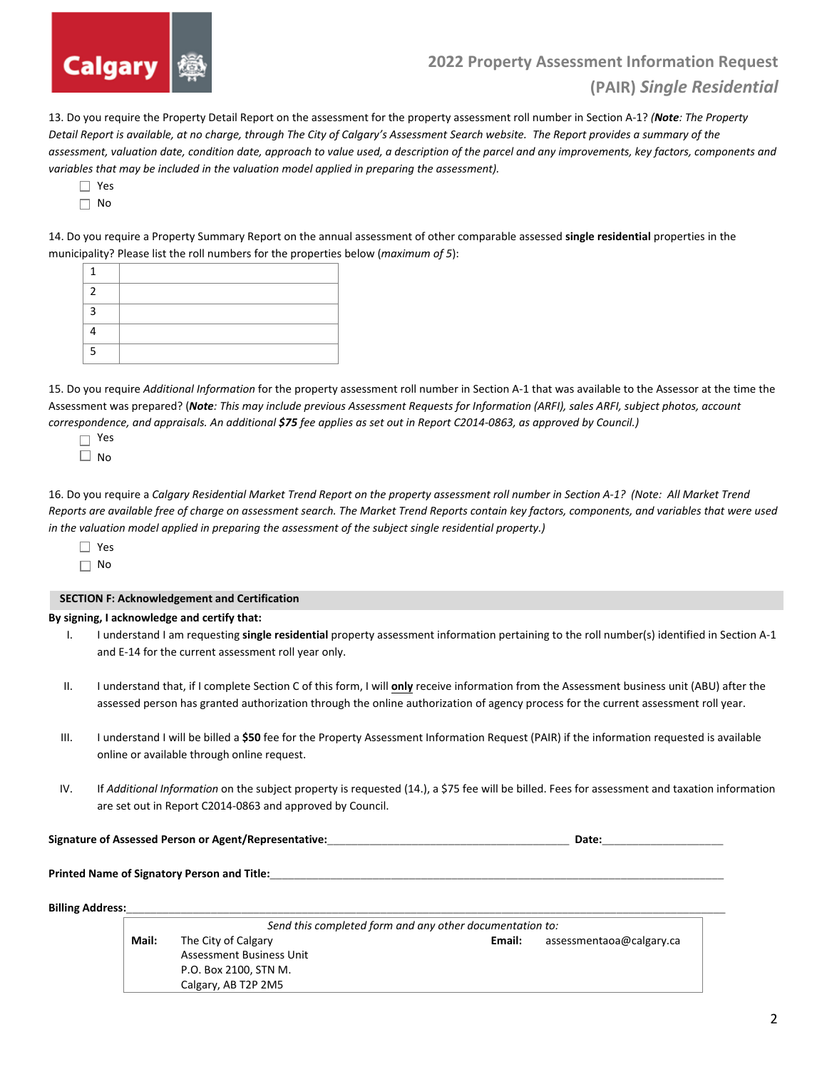13. Do you require the Property Detail Report on the assessment for the property assessment roll number in Section A-1? *(**Note**: The Property Detail Report is available, at no charge, through The City of Calgary's Assessment Search website. The Report provides a summary of the assessment, valuation date, condition date, approach to value used, a description of the parcel and any improvements, key factors, components and variables that may be included in the valuation model applied in preparing the assessment).*

- ☐ Yes
- ☐ No

14. Do you require a Property Summary Report on the annual assessment of other comparable assessed **single residential** properties in the municipality? Please list the roll numbers for the properties below (*maximum of 5*):

| | |
|---|---|
| 1 | |
| 2 | |
| 3 | |
| 4 | |
| 5 | |

15. Do you require *Additional Information* for the property assessment roll number in Section A-1 that was available to the Assessor at the time the Assessment was prepared? (***Note**: This may include previous Assessment Requests for Information (ARFI), sales ARFI, subject photos, account correspondence, and appraisals. An additional **$75** fee applies as set out in Report C2014-0863, as approved by Council.)*

- ☐ Yes
- ☐ No

16. Do you require a *Calgary Residential Market Trend Report on the property assessment roll number in Section A-1? (Note: All Market Trend Reports are available free of charge on assessment search. The Market Trend Reports contain key factors, components, and variables that were used in the valuation model applied in preparing the assessment of the subject single residential property.)*

- ☐ Yes
- ☐ No

## SECTION F: Acknowledgement and Certification

**By signing, I acknowledge and certify that:**

I. I understand I am requesting **single residential** property assessment information pertaining to the roll number(s) identified in Section A-1 and E-14 for the current assessment roll year only.

II. I understand that, if I complete Section C of this form, I will **only** receive information from the Assessment business unit (ABU) after the assessed person has granted authorization through the online authorization of agency process for the current assessment roll year.

III. I understand I will be billed a **$50** fee for the Property Assessment Information Request (PAIR) if the information requested is available online or available through online request.

IV. If *Additional Information* on the subject property is requested (14.), a $75 fee will be billed. Fees for assessment and taxation information are set out in Report C2014-0863 and approved by Council.

**Signature of Assessed Person or Agent/Representative:**________________________________________ **Date:**____________________

**Printed Name of Signatory Person and Title:**________________________________________________________________________

**Billing Address:**____________________________________________________________________________________________

*Send this completed form and any other documentation to:*

| | | | |
|---|---|---|---|
| **Mail:** | The City of Calgary<br>Assessment Business Unit<br>P.O. Box 2100, STN M.<br>Calgary, AB T2P 2M5 | **Email:** | assessmentaoa@calgary.ca |